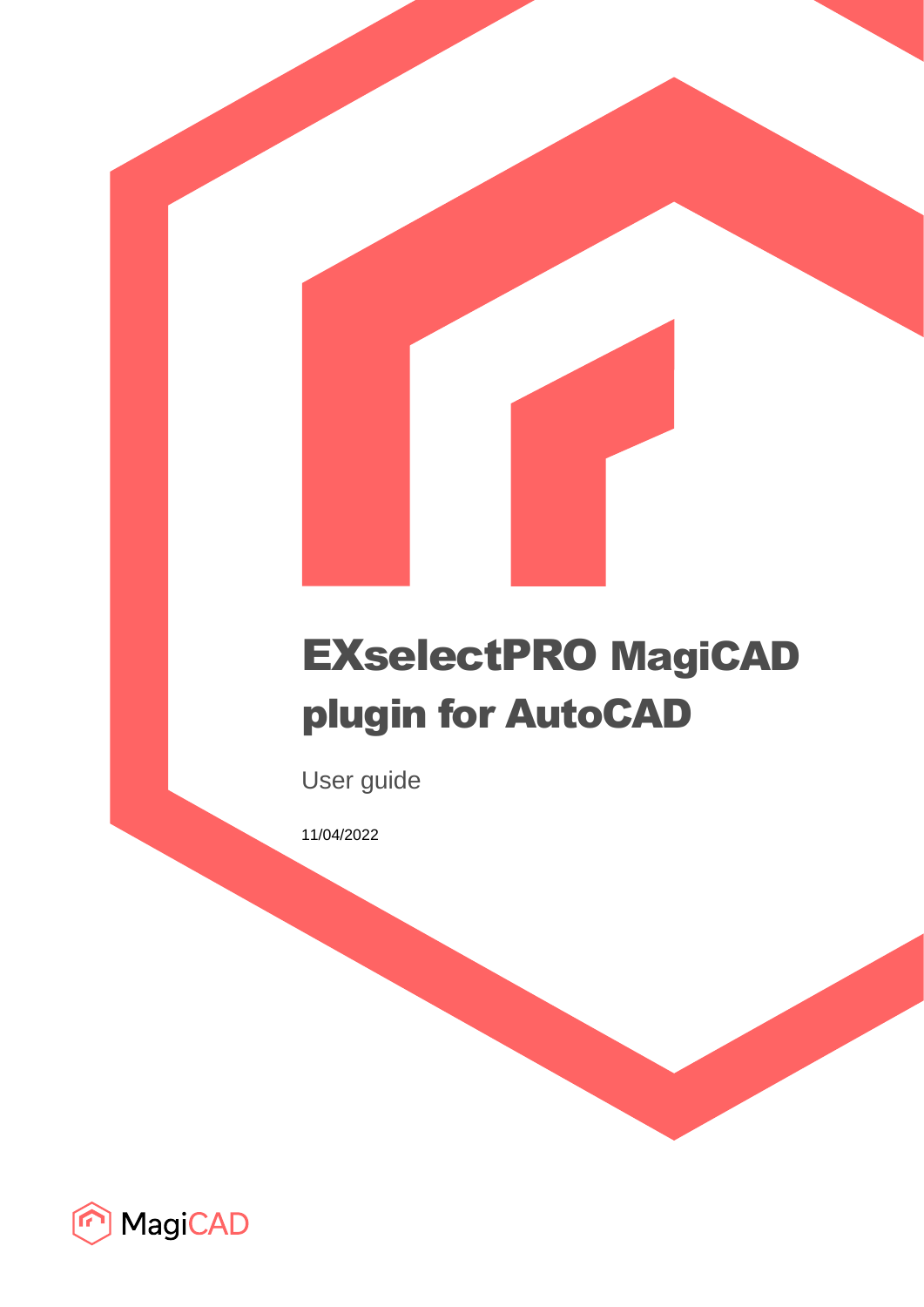# EXselectPRO MagiCAD plugin for AutoCAD

User guide

11/04/2022

MagiCAD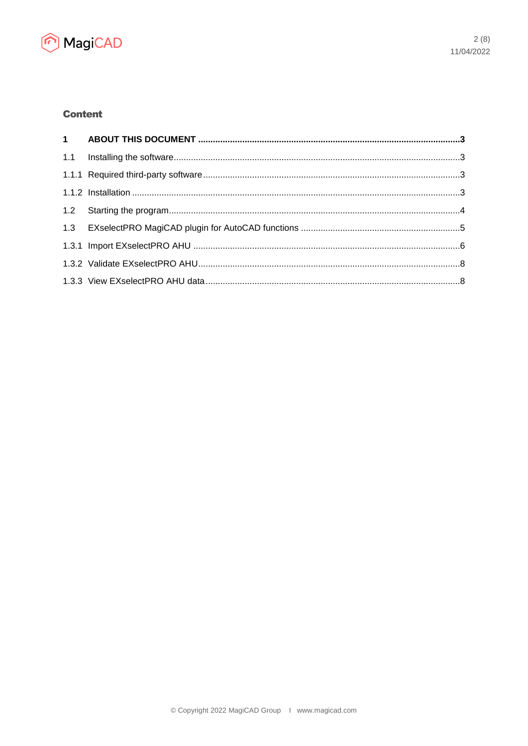## Content

**1 ABOUT THIS DOCUMENT .......... 3**

1.1 Installing the software .......... 3

1.1.1 Required third-party software .......... 3

1.1.2 Installation .......... 3

1.2 Starting the program .......... 4

1.3 EXselectPRO MagiCAD plugin for AutoCAD functions .......... 5

1.3.1 Import EXselectPRO AHU .......... 6

1.3.2 Validate EXselectPRO AHU .......... 8

1.3.3 View EXselectPRO AHU data .......... 8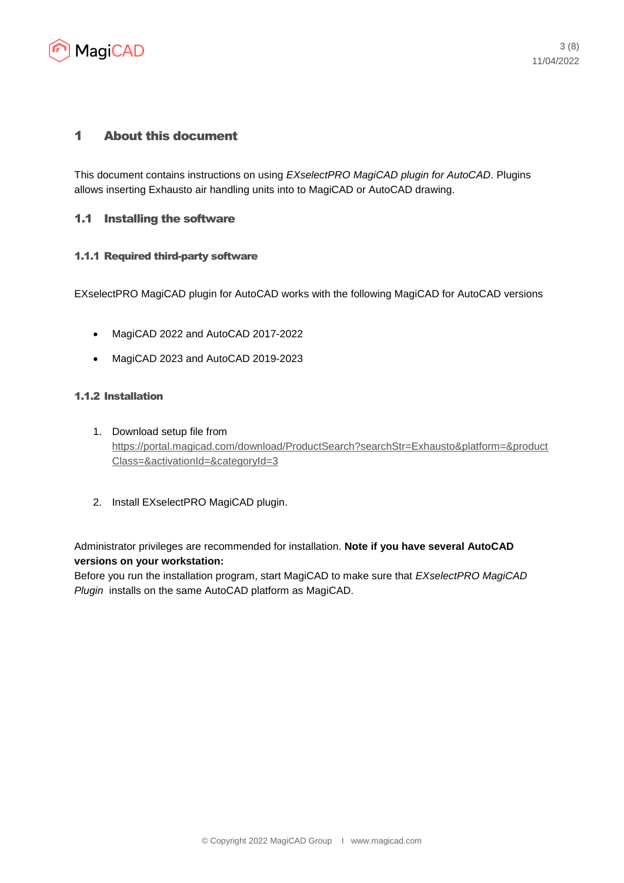# 1 About this document

This document contains instructions on using *EXselectPRO MagiCAD plugin for AutoCAD*. Plugins allows inserting Exhausto air handling units into to MagiCAD or AutoCAD drawing.

## 1.1 Installing the software

### 1.1.1 Required third-party software

EXselectPRO MagiCAD plugin for AutoCAD works with the following MagiCAD for AutoCAD versions

- MagiCAD 2022 and AutoCAD 2017-2022
- MagiCAD 2023 and AutoCAD 2019-2023

### 1.1.2 Installation

1. Download setup file from https://portal.magicad.com/download/ProductSearch?searchStr=Exhausto&platform=&productClass=&activationId=&categoryId=3

2. Install EXselectPRO MagiCAD plugin.

Administrator privileges are recommended for installation. **Note if you have several AutoCAD versions on your workstation:**
Before you run the installation program, start MagiCAD to make sure that *EXselectPRO MagiCAD Plugin* installs on the same AutoCAD platform as MagiCAD.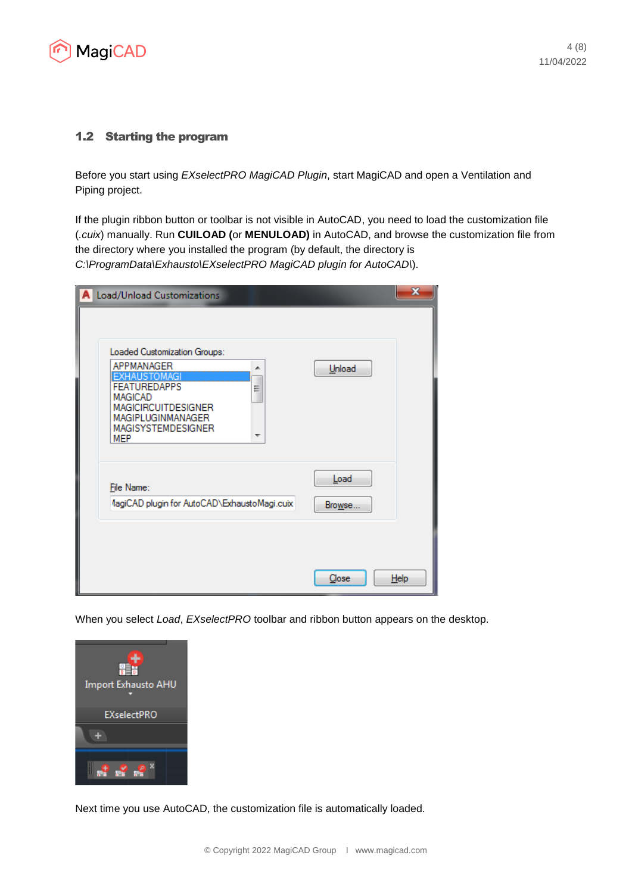## 1.2 Starting the program

Before you start using *EXselectPRO MagiCAD Plugin*, start MagiCAD and open a Ventilation and Piping project.

If the plugin ribbon button or toolbar is not visible in AutoCAD, you need to load the customization file (*.cuix*) manually. Run **CUILOAD (**or **MENULOAD)** in AutoCAD, and browse the customization file from the directory where you installed the program (by default, the directory is *C:\ProgramData\Exhausto\EXselectPRO MagiCAD plugin for AutoCAD\*).

When you select *Load*, *EXselectPRO* toolbar and ribbon button appears on the desktop.

Next time you use AutoCAD, the customization file is automatically loaded.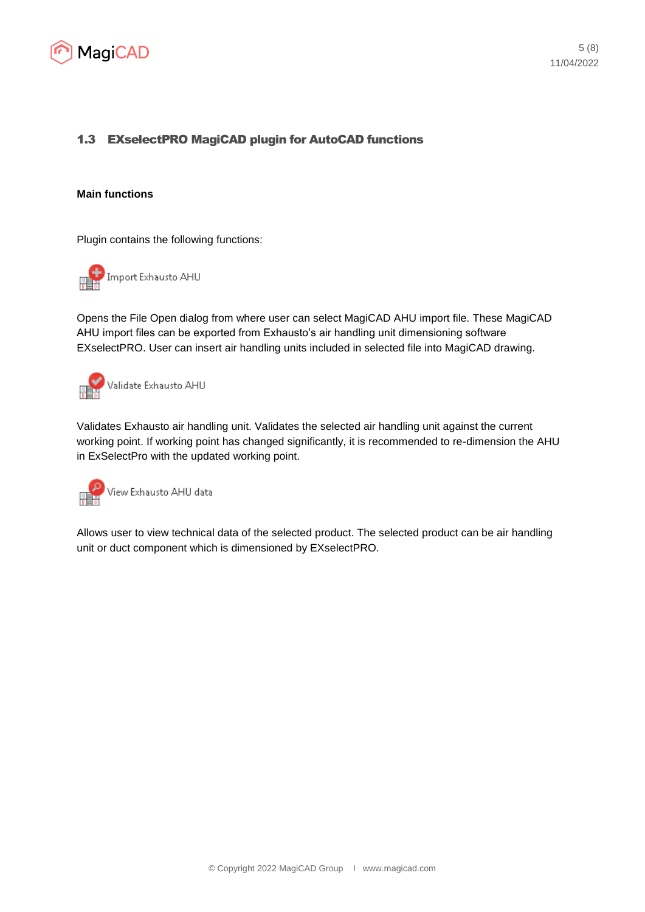## 1.3 EXselectPRO MagiCAD plugin for AutoCAD functions

**Main functions**

Plugin contains the following functions:

Import Exhausto AHU

Opens the File Open dialog from where user can select MagiCAD AHU import file. These MagiCAD AHU import files can be exported from Exhausto's air handling unit dimensioning software EXselectPRO. User can insert air handling units included in selected file into MagiCAD drawing.

Validate Exhausto AHU

Validates Exhausto air handling unit. Validates the selected air handling unit against the current working point. If working point has changed significantly, it is recommended to re-dimension the AHU in ExSelectPro with the updated working point.

View Exhausto AHU data

Allows user to view technical data of the selected product. The selected product can be air handling unit or duct component which is dimensioned by EXselectPRO.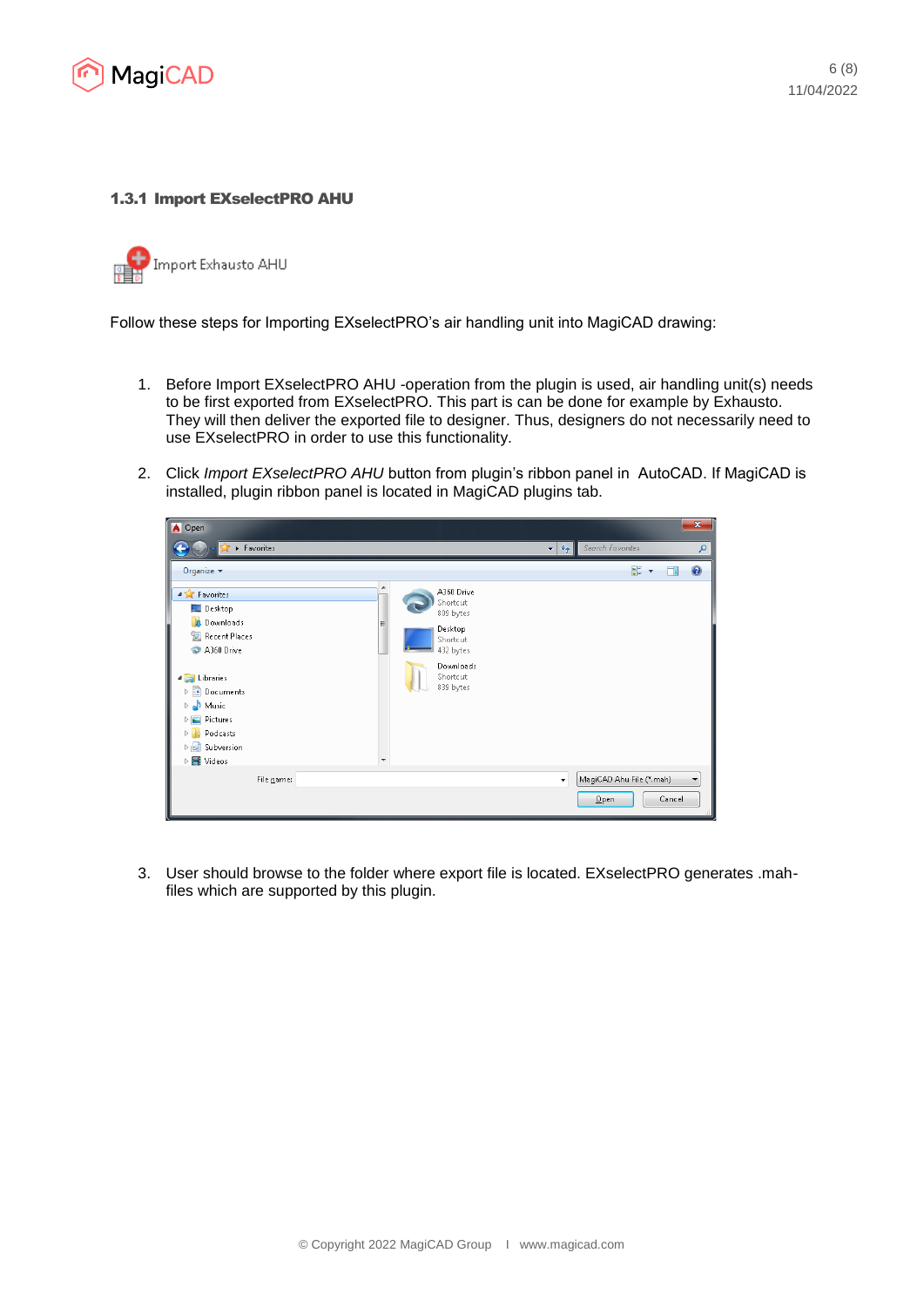### 1.3.1 Import EXselectPRO AHU

Import Exhausto AHU

Follow these steps for Importing EXselectPRO's air handling unit into MagiCAD drawing:

1. Before Import EXselectPRO AHU -operation from the plugin is used, air handling unit(s) needs to be first exported from EXselectPRO. This part is can be done for example by Exhausto. They will then deliver the exported file to designer. Thus, designers do not necessarily need to use EXselectPRO in order to use this functionality.

2. Click *Import EXselectPRO AHU* button from plugin's ribbon panel in AutoCAD. If MagiCAD is installed, plugin ribbon panel is located in MagiCAD plugins tab.

3. User should browse to the folder where export file is located. EXselectPRO generates .mah-files which are supported by this plugin.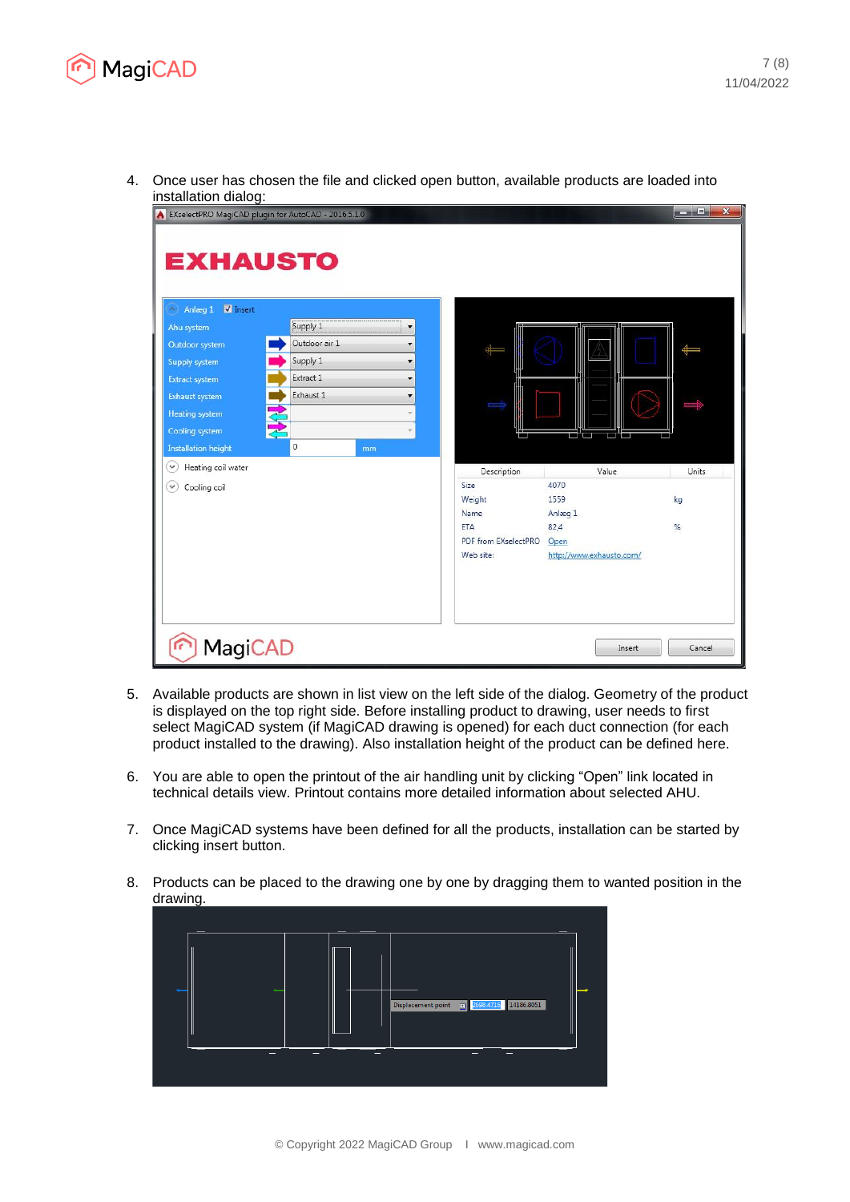4. Once user has chosen the file and clicked open button, available products are loaded into installation dialog:

5. Available products are shown in list view on the left side of the dialog. Geometry of the product is displayed on the top right side. Before installing product to drawing, user needs to first select MagiCAD system (if MagiCAD drawing is opened) for each duct connection (for each product installed to the drawing). Also installation height of the product can be defined here.

6. You are able to open the printout of the air handling unit by clicking "Open" link located in technical details view. Printout contains more detailed information about selected AHU.

7. Once MagiCAD systems have been defined for all the products, installation can be started by clicking insert button.

8. Products can be placed to the drawing one by one by dragging them to wanted position in the drawing.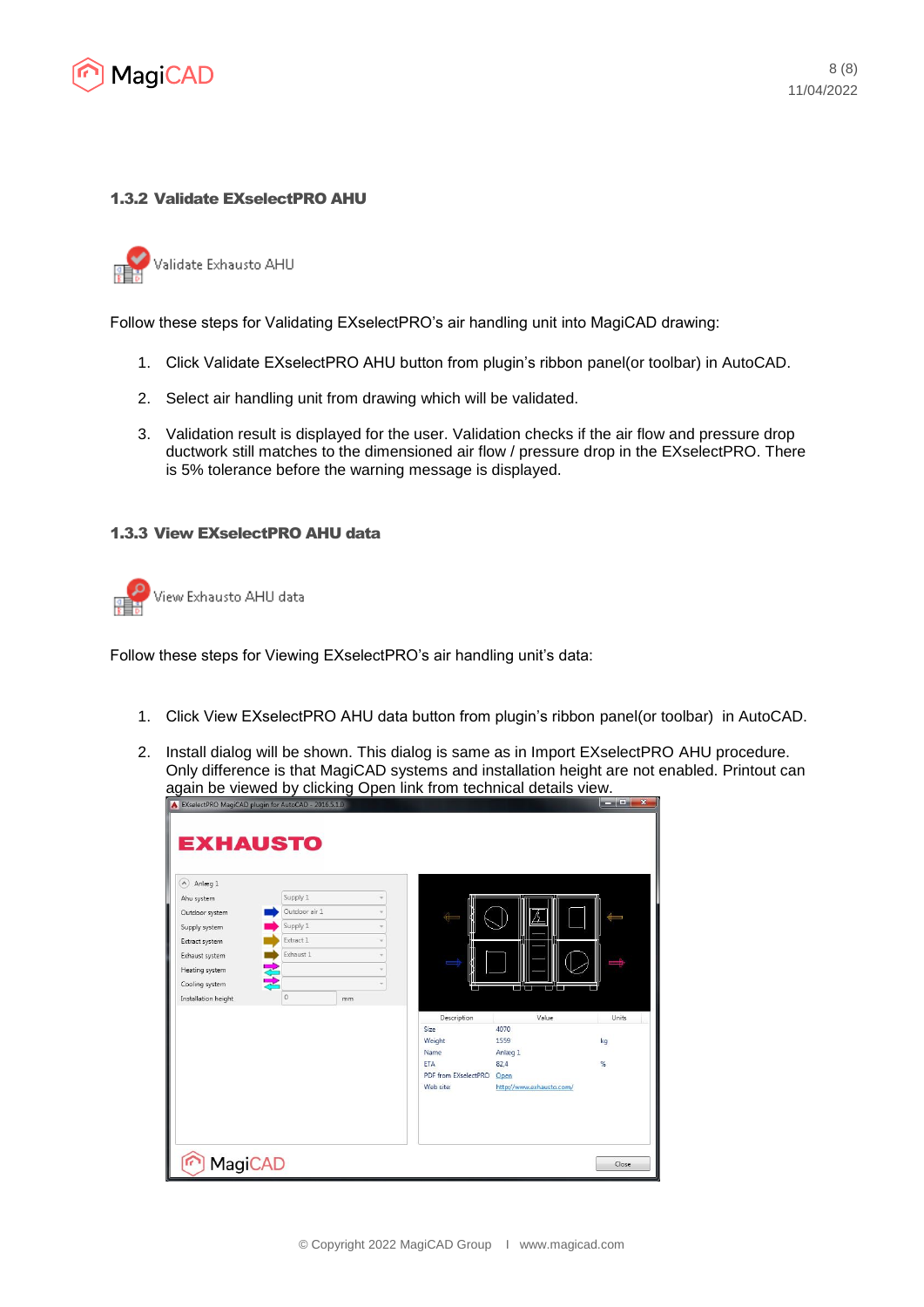### 1.3.2 Validate EXselectPRO AHU

Validate Exhausto AHU

Follow these steps for Validating EXselectPRO's air handling unit into MagiCAD drawing:

1. Click Validate EXselectPRO AHU button from plugin's ribbon panel(or toolbar) in AutoCAD.
2. Select air handling unit from drawing which will be validated.
3. Validation result is displayed for the user. Validation checks if the air flow and pressure drop ductwork still matches to the dimensioned air flow / pressure drop in the EXselectPRO. There is 5% tolerance before the warning message is displayed.

### 1.3.3 View EXselectPRO AHU data

View Exhausto AHU data

Follow these steps for Viewing EXselectPRO's air handling unit's data:

1. Click View EXselectPRO AHU data button from plugin's ribbon panel(or toolbar) in AutoCAD.
2. Install dialog will be shown. This dialog is same as in Import EXselectPRO AHU procedure. Only difference is that MagiCAD systems and installation height are not enabled. Printout can again be viewed by clicking Open link from technical details view.